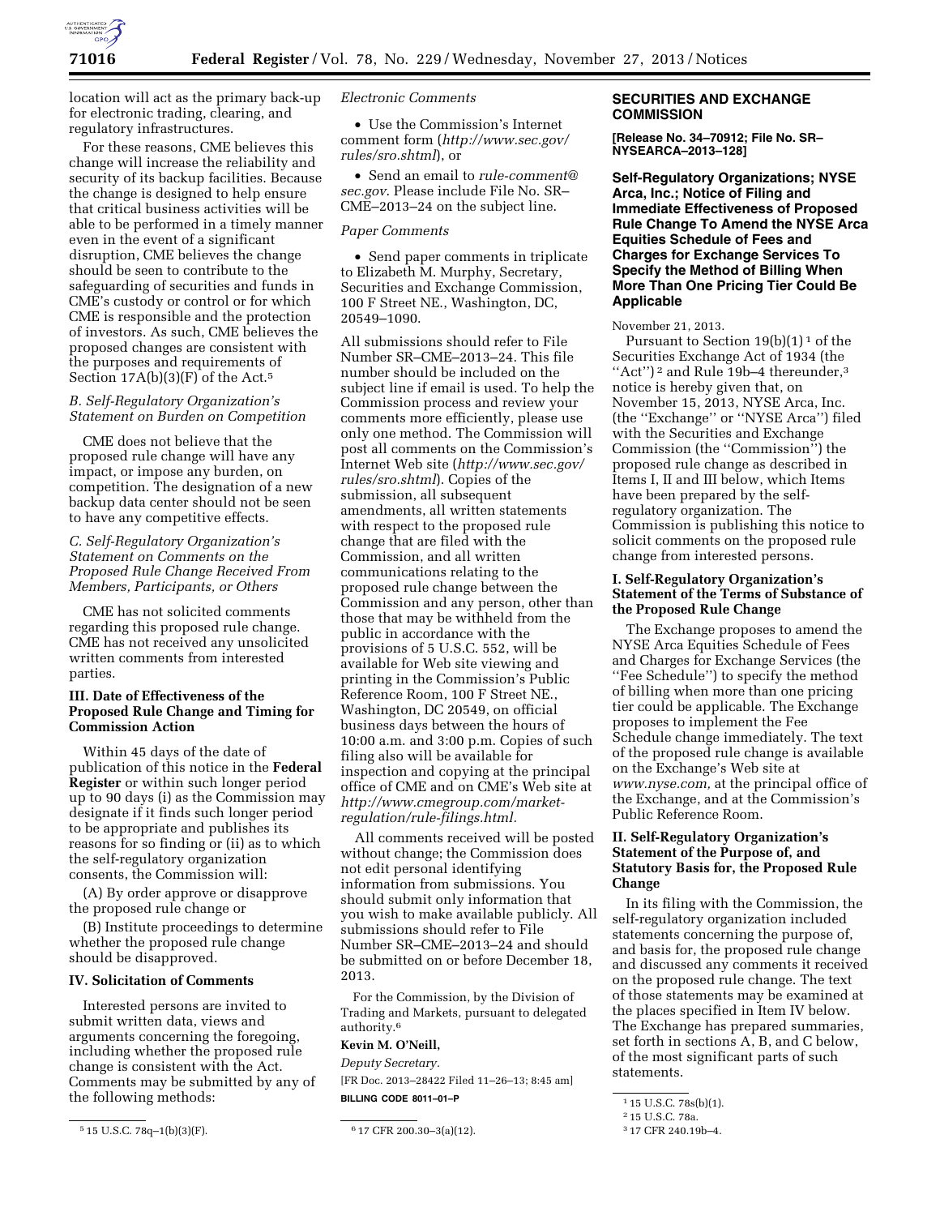location will act as the primary back-up for electronic trading, clearing, and regulatory infrastructures.

For these reasons, CME believes this change will increase the reliability and security of its backup facilities. Because the change is designed to help ensure that critical business activities will be able to be performed in a timely manner even in the event of a significant disruption, CME believes the change should be seen to contribute to the safeguarding of securities and funds in CME's custody or control or for which CME is responsible and the protection of investors. As such, CME believes the proposed changes are consistent with the purposes and requirements of Section 17A(b)(3)(F) of the Act.[5]

*B. Self-Regulatory Organization's Statement on Burden on Competition*

CME does not believe that the proposed rule change will have any impact, or impose any burden, on competition. The designation of a new backup data center should not be seen to have any competitive effects.

*C. Self-Regulatory Organization's Statement on Comments on the Proposed Rule Change Received From Members, Participants, or Others*

CME has not solicited comments regarding this proposed rule change. CME has not received any unsolicited written comments from interested parties.

**III. Date of Effectiveness of the Proposed Rule Change and Timing for Commission Action**

Within 45 days of the date of publication of this notice in the **Federal Register** or within such longer period up to 90 days (i) as the Commission may designate if it finds such longer period to be appropriate and publishes its reasons for so finding or (ii) as to which the self-regulatory organization consents, the Commission will:

(A) By order approve or disapprove the proposed rule change or

(B) Institute proceedings to determine whether the proposed rule change should be disapproved.

**IV. Solicitation of Comments**

Interested persons are invited to submit written data, views and arguments concerning the foregoing, including whether the proposed rule change is consistent with the Act. Comments may be submitted by any of the following methods:

*Electronic Comments*

- Use the Commission's Internet comment form (*http://www.sec.gov/rules/sro.shtml*), or
- Send an email to *rule-comment@sec.gov*. Please include File No. SR–CME–2013–24 on the subject line.

*Paper Comments*

- Send paper comments in triplicate to Elizabeth M. Murphy, Secretary, Securities and Exchange Commission, 100 F Street NE., Washington, DC, 20549–1090.

All submissions should refer to File Number SR–CME–2013–24. This file number should be included on the subject line if email is used. To help the Commission process and review your comments more efficiently, please use only one method. The Commission will post all comments on the Commission's Internet Web site (*http://www.sec.gov/rules/sro.shtml*). Copies of the submission, all subsequent amendments, all written statements with respect to the proposed rule change that are filed with the Commission, and all written communications relating to the proposed rule change between the Commission and any person, other than those that may be withheld from the public in accordance with the provisions of 5 U.S.C. 552, will be available for Web site viewing and printing in the Commission's Public Reference Room, 100 F Street NE., Washington, DC 20549, on official business days between the hours of 10:00 a.m. and 3:00 p.m. Copies of such filing also will be available for inspection and copying at the principal office of CME and on CME's Web site at *http://www.cmegroup.com/market-regulation/rule-filings.html.*

All comments received will be posted without change; the Commission does not edit personal identifying information from submissions. You should submit only information that you wish to make available publicly. All submissions should refer to File Number SR–CME–2013–24 and should be submitted on or before December 18, 2013.

For the Commission, by the Division of Trading and Markets, pursuant to delegated authority.[6]

**Kevin M. O'Neill,**

*Deputy Secretary.*

[FR Doc. 2013–28422 Filed 11–26–13; 8:45 am]

**BILLING CODE 8011–01–P**

[5] 15 U.S.C. 78q–1(b)(3)(F).

[6] 17 CFR 200.30–3(a)(12).

## SECURITIES AND EXCHANGE COMMISSION

**[Release No. 34–70912; File No. SR–NYSEARCA–2013–128]**

## Self-Regulatory Organizations; NYSE Arca, Inc.; Notice of Filing and Immediate Effectiveness of Proposed Rule Change To Amend the NYSE Arca Equities Schedule of Fees and Charges for Exchange Services To Specify the Method of Billing When More Than One Pricing Tier Could Be Applicable

November 21, 2013.

Pursuant to Section 19(b)(1)[1] of the Securities Exchange Act of 1934 (the "Act")[2] and Rule 19b–4 thereunder,[3] notice is hereby given that, on November 15, 2013, NYSE Arca, Inc. (the "Exchange" or "NYSE Arca") filed with the Securities and Exchange Commission (the "Commission") the proposed rule change as described in Items I, II and III below, which Items have been prepared by the self-regulatory organization. The Commission is publishing this notice to solicit comments on the proposed rule change from interested persons.

**I. Self-Regulatory Organization's Statement of the Terms of Substance of the Proposed Rule Change**

The Exchange proposes to amend the NYSE Arca Equities Schedule of Fees and Charges for Exchange Services (the "Fee Schedule") to specify the method of billing when more than one pricing tier could be applicable. The Exchange proposes to implement the Fee Schedule change immediately. The text of the proposed rule change is available on the Exchange's Web site at *www.nyse.com,* at the principal office of the Exchange, and at the Commission's Public Reference Room.

**II. Self-Regulatory Organization's Statement of the Purpose of, and Statutory Basis for, the Proposed Rule Change**

In its filing with the Commission, the self-regulatory organization included statements concerning the purpose of, and basis for, the proposed rule change and discussed any comments it received on the proposed rule change. The text of those statements may be examined at the places specified in Item IV below. The Exchange has prepared summaries, set forth in sections A, B, and C below, of the most significant parts of such statements.

[1] 15 U.S.C. 78s(b)(1).

[2] 15 U.S.C. 78a.

[3] 17 CFR 240.19b–4.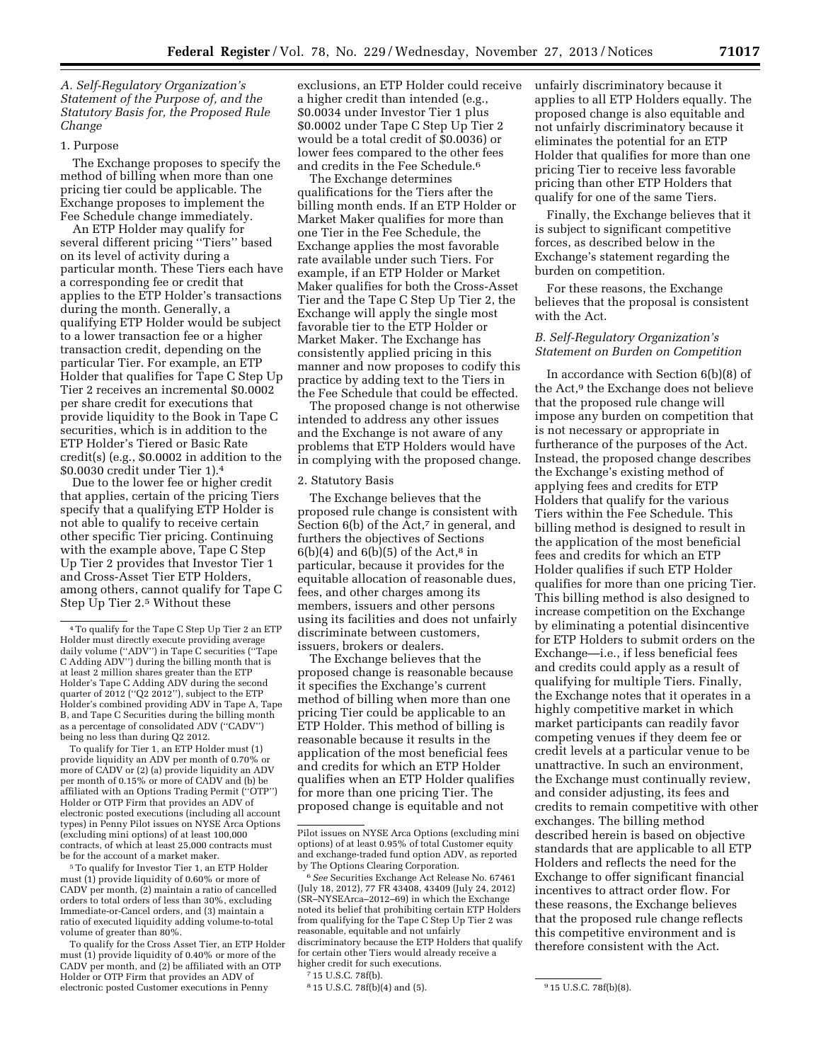### A. Self-Regulatory Organization's Statement of the Purpose of, and the Statutory Basis for, the Proposed Rule Change

#### 1. Purpose

The Exchange proposes to specify the method of billing when more than one pricing tier could be applicable. The Exchange proposes to implement the Fee Schedule change immediately.

An ETP Holder may qualify for several different pricing "Tiers" based on its level of activity during a particular month. These Tiers each have a corresponding fee or credit that applies to the ETP Holder's transactions during the month. Generally, a qualifying ETP Holder would be subject to a lower transaction fee or a higher transaction credit, depending on the particular Tier. For example, an ETP Holder that qualifies for Tape C Step Up Tier 2 receives an incremental $0.0002 per share credit for executions that provide liquidity to the Book in Tape C securities, which is in addition to the ETP Holder's Tiered or Basic Rate credit(s) (e.g., $0.0002 in addition to the $0.0030 credit under Tier 1).[4]

Due to the lower fee or higher credit that applies, certain of the pricing Tiers specify that a qualifying ETP Holder is not able to qualify to receive certain other specific Tier pricing. Continuing with the example above, Tape C Step Up Tier 2 provides that Investor Tier 1 and Cross-Asset Tier ETP Holders, among others, cannot qualify for Tape C Step Up Tier 2.[5] Without these exclusions, an ETP Holder could receive a higher credit than intended (e.g., $0.0034 under Investor Tier 1 plus $0.0002 under Tape C Step Up Tier 2 would be a total credit of $0.0036) or lower fees compared to the other fees and credits in the Fee Schedule.[6]

The Exchange determines qualifications for the Tiers after the billing month ends. If an ETP Holder or Market Maker qualifies for more than one Tier in the Fee Schedule, the Exchange applies the most favorable rate available under such Tiers. For example, if an ETP Holder or Market Maker qualifies for both the Cross-Asset Tier and the Tape C Step Up Tier 2, the Exchange will apply the single most favorable tier to the ETP Holder or Market Maker. The Exchange has consistently applied pricing in this manner and now proposes to codify this practice by adding text to the Tiers in the Fee Schedule that could be effected.

The proposed change is not otherwise intended to address any other issues and the Exchange is not aware of any problems that ETP Holders would have in complying with the proposed change.

#### 2. Statutory Basis

The Exchange believes that the proposed rule change is consistent with Section 6(b) of the Act,[7] in general, and furthers the objectives of Sections 6(b)(4) and 6(b)(5) of the Act,[8] in particular, because it provides for the equitable allocation of reasonable dues, fees, and other charges among its members, issuers and other persons using its facilities and does not unfairly discriminate between customers, issuers, brokers or dealers.

The Exchange believes that the proposed change is reasonable because it specifies the Exchange's current method of billing when more than one pricing Tier could be applicable to an ETP Holder. This method of billing is reasonable because it results in the application of the most beneficial fees and credits for which an ETP Holder qualifies when an ETP Holder qualifies for more than one pricing Tier. The proposed change is equitable and not unfairly discriminatory because it applies to all ETP Holders equally. The proposed change is also equitable and not unfairly discriminatory because it eliminates the potential for an ETP Holder that qualifies for more than one pricing Tier to receive less favorable pricing than other ETP Holders that qualify for one of the same Tiers.

Finally, the Exchange believes that it is subject to significant competitive forces, as described below in the Exchange's statement regarding the burden on competition.

For these reasons, the Exchange believes that the proposal is consistent with the Act.

### B. Self-Regulatory Organization's Statement on Burden on Competition

In accordance with Section 6(b)(8) of the Act,[9] the Exchange does not believe that the proposed rule change will impose any burden on competition that is not necessary or appropriate in furtherance of the purposes of the Act. Instead, the proposed change describes the Exchange's existing method of applying fees and credits for ETP Holders that qualify for the various Tiers within the Fee Schedule. This billing method is designed to result in the application of the most beneficial fees and credits for which an ETP Holder qualifies if such ETP Holder qualifies for more than one pricing Tier. This billing method is also designed to increase competition on the Exchange by eliminating a potential disincentive for ETP Holders to submit orders on the Exchange—i.e., if less beneficial fees and credits could apply as a result of qualifying for multiple Tiers. Finally, the Exchange notes that it operates in a highly competitive market in which market participants can readily favor competing venues if they deem fee or credit levels at a particular venue to be unattractive. In such an environment, the Exchange must continually review, and consider adjusting, its fees and credits to remain competitive with other exchanges. The billing method described herein is based on objective standards that are applicable to all ETP Holders and reflects the need for the Exchange to offer significant financial incentives to attract order flow. For these reasons, the Exchange believes that the proposed rule change reflects this competitive environment and is therefore consistent with the Act.

---

[4] To qualify for the Tape C Step Up Tier 2 an ETP Holder must directly execute providing average daily volume ("ADV") in Tape C securities ("Tape C Adding ADV") during the billing month that is at least 2 million shares greater than the ETP Holder's Tape C Adding ADV during the second quarter of 2012 ("Q2 2012"), subject to the ETP Holder's combined providing ADV in Tape A, Tape B, and Tape C Securities during the billing month as a percentage of consolidated ADV ("CADV") being no less than during Q2 2012.

To qualify for Tier 1, an ETP Holder must (1) provide liquidity an ADV per month of 0.70% or more of CADV or (2) (a) provide liquidity an ADV per month of 0.15% or more of CADV and (b) be affiliated with an Options Trading Permit ("OTP") Holder or OTP Firm that provides an ADV of electronic posted executions (including all account types) in Penny Pilot issues on NYSE Arca Options (excluding mini options) of at least 100,000 contracts, of which at least 25,000 contracts must be for the account of a market maker.

[5] To qualify for Investor Tier 1, an ETP Holder must (1) provide liquidity of 0.60% or more of CADV per month, (2) maintain a ratio of cancelled orders to total orders of less than 30%, excluding Immediate-or-Cancel orders, and (3) maintain a ratio of executed liquidity adding volume-to-total volume of greater than 80%.

To qualify for the Cross Asset Tier, an ETP Holder must (1) provide liquidity of 0.40% or more of the CADV per month, and (2) be affiliated with an OTP Holder or OTP Firm that provides an ADV of electronic posted Customer executions in Penny Pilot issues on NYSE Arca Options (excluding mini options) of at least 0.95% of total Customer equity and exchange-traded fund option ADV, as reported by The Options Clearing Corporation.

[6] *See* Securities Exchange Act Release No. 67461 (July 18, 2012), 77 FR 43408, 43409 (July 24, 2012) (SR–NYSEArca–2012–69) in which the Exchange noted its belief that prohibiting certain ETP Holders from qualifying for the Tape C Step Up Tier 2 was reasonable, equitable and not unfairly discriminatory because the ETP Holders that qualify for certain other Tiers would already receive a higher credit for such executions.

[7] 15 U.S.C. 78f(b).

[8] 15 U.S.C. 78f(b)(4) and (5).

[9] 15 U.S.C. 78f(b)(8).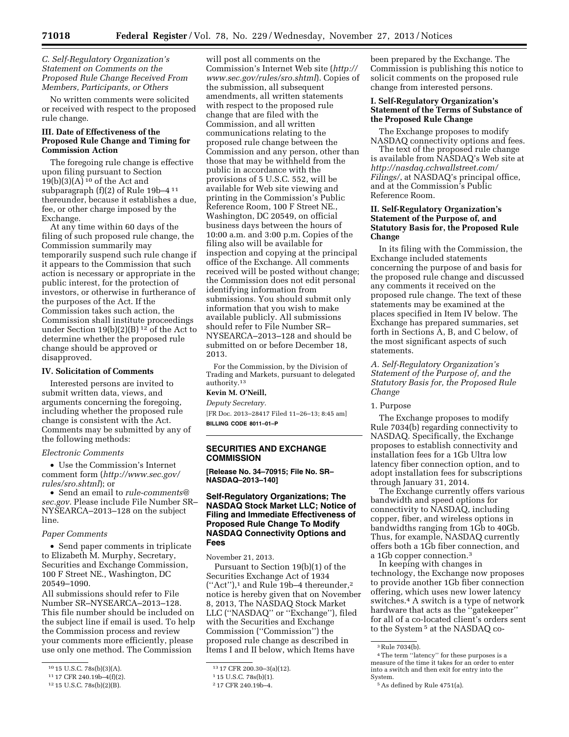*C. Self-Regulatory Organization's Statement on Comments on the Proposed Rule Change Received From Members, Participants, or Others*

No written comments were solicited or received with respect to the proposed rule change.

### III. Date of Effectiveness of the Proposed Rule Change and Timing for Commission Action

The foregoing rule change is effective upon filing pursuant to Section 19(b)(3)(A)[10] of the Act and subparagraph (f)(2) of Rule 19b–4[11] thereunder, because it establishes a due, fee, or other charge imposed by the Exchange.

At any time within 60 days of the filing of such proposed rule change, the Commission summarily may temporarily suspend such rule change if it appears to the Commission that such action is necessary or appropriate in the public interest, for the protection of investors, or otherwise in furtherance of the purposes of the Act. If the Commission takes such action, the Commission shall institute proceedings under Section 19(b)(2)(B)[12] of the Act to determine whether the proposed rule change should be approved or disapproved.

### IV. Solicitation of Comments

Interested persons are invited to submit written data, views, and arguments concerning the foregoing, including whether the proposed rule change is consistent with the Act. Comments may be submitted by any of the following methods:

*Electronic Comments*

- Use the Commission's Internet comment form (*http://www.sec.gov/rules/sro.shtml*); or
- Send an email to *rule-comments@sec.gov.* Please include File Number SR–NYSEARCA–2013–128 on the subject line.

*Paper Comments*

- Send paper comments in triplicate to Elizabeth M. Murphy, Secretary, Securities and Exchange Commission, 100 F Street NE., Washington, DC 20549–1090.

All submissions should refer to File Number SR–NYSEARCA–2013–128. This file number should be included on the subject line if email is used. To help the Commission process and review your comments more efficiently, please use only one method. The Commission will post all comments on the Commission's Internet Web site (*http://www.sec.gov/rules/sro.shtml*). Copies of the submission, all subsequent amendments, all written statements with respect to the proposed rule change that are filed with the Commission, and all written communications relating to the proposed rule change between the Commission and any person, other than those that may be withheld from the public in accordance with the provisions of 5 U.S.C. 552, will be available for Web site viewing and printing in the Commission's Public Reference Room, 100 F Street NE., Washington, DC 20549, on official business days between the hours of 10:00 a.m. and 3:00 p.m. Copies of the filing also will be available for inspection and copying at the principal office of the Exchange. All comments received will be posted without change; the Commission does not edit personal identifying information from submissions. You should submit only information that you wish to make available publicly. All submissions should refer to File Number SR–NYSEARCA–2013–128 and should be submitted on or before December 18, 2013.

For the Commission, by the Division of Trading and Markets, pursuant to delegated authority.[13]

**Kevin M. O'Neill,**

*Deputy Secretary.*

[FR Doc. 2013–28417 Filed 11–26–13; 8:45 am]

**BILLING CODE 8011–01–P**

[10] 15 U.S.C. 78s(b)(3)(A).

[11] 17 CFR 240.19b–4(f)(2).

[12] 15 U.S.C. 78s(b)(2)(B).

[13] 17 CFR 200.30–3(a)(12).

---

## SECURITIES AND EXCHANGE COMMISSION

**[Release No. 34–70915; File No. SR–NASDAQ–2013–140]**

### Self-Regulatory Organizations; The NASDAQ Stock Market LLC; Notice of Filing and Immediate Effectiveness of Proposed Rule Change To Modify NASDAQ Connectivity Options and Fees

November 21, 2013.

Pursuant to Section 19(b)(1) of the Securities Exchange Act of 1934 (''Act''),[1] and Rule 19b–4 thereunder,[2] notice is hereby given that on November 8, 2013, The NASDAQ Stock Market LLC (''NASDAQ'' or ''Exchange''), filed with the Securities and Exchange Commission (''Commission'') the proposed rule change as described in Items I and II below, which Items have been prepared by the Exchange. The Commission is publishing this notice to solicit comments on the proposed rule change from interested persons.

### I. Self-Regulatory Organization's Statement of the Terms of Substance of the Proposed Rule Change

The Exchange proposes to modify NASDAQ connectivity options and fees.

The text of the proposed rule change is available from NASDAQ's Web site at *http://nasdaq.cchwallstreet.com/Filings/*, at NASDAQ's principal office, and at the Commission's Public Reference Room.

### II. Self-Regulatory Organization's Statement of the Purpose of, and Statutory Basis for, the Proposed Rule Change

In its filing with the Commission, the Exchange included statements concerning the purpose of and basis for the proposed rule change and discussed any comments it received on the proposed rule change. The text of these statements may be examined at the places specified in Item IV below. The Exchange has prepared summaries, set forth in Sections A, B, and C below, of the most significant aspects of such statements.

*A. Self-Regulatory Organization's Statement of the Purpose of, and the Statutory Basis for, the Proposed Rule Change*

1. Purpose

The Exchange proposes to modify Rule 7034(b) regarding connectivity to NASDAQ. Specifically, the Exchange proposes to establish connectivity and installation fees for a 1Gb Ultra low latency fiber connection option, and to adopt installation fees for subscriptions through January 31, 2014.

The Exchange currently offers various bandwidth and speed options for connectivity to NASDAQ, including copper, fiber, and wireless options in bandwidths ranging from 1Gb to 40Gb. Thus, for example, NASDAQ currently offers both a 1Gb fiber connection, and a 1Gb copper connection.[3]

In keeping with changes in technology, the Exchange now proposes to provide another 1Gb fiber connection offering, which uses new lower latency switches.[4] A switch is a type of network hardware that acts as the ''gatekeeper'' for all of a co-located client's orders sent to the System[5] at the NASDAQ co-

[1] 15 U.S.C. 78s(b)(1).

[2] 17 CFR 240.19b–4.

[3] Rule 7034(b).

[4] The term ''latency'' for these purposes is a measure of the time it takes for an order to enter into a switch and then exit for entry into the System.

[5] As defined by Rule 4751(a).